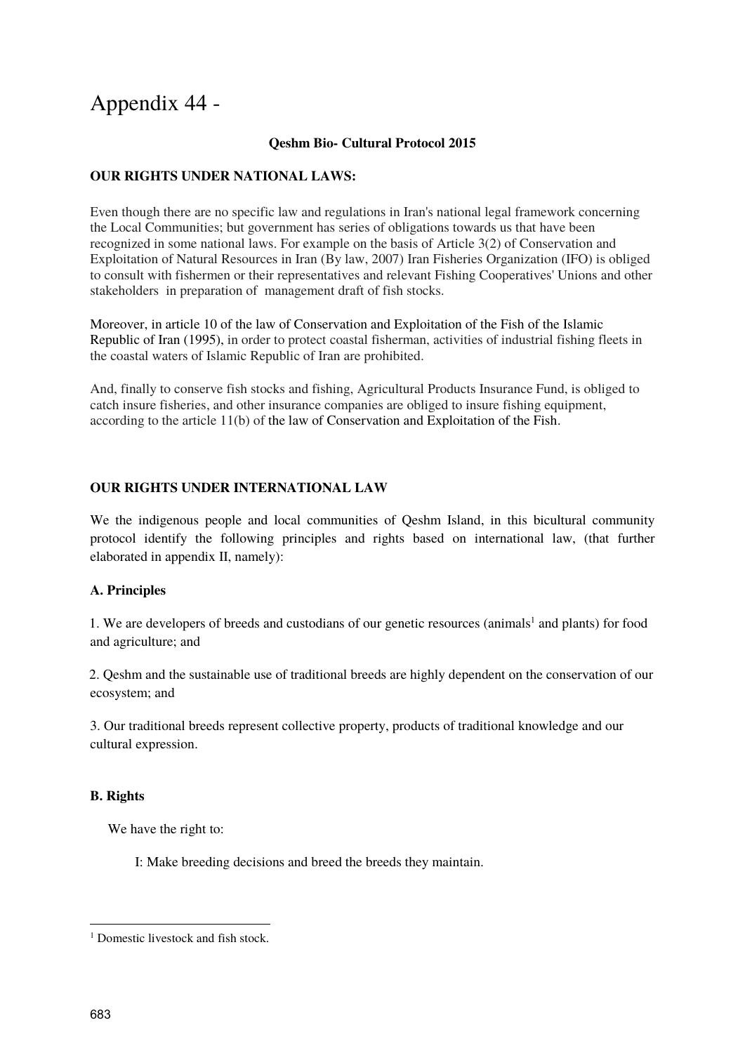# Appendix 44 -

**Qeshm Bio- Cultural Protocol 2015**

**OUR RIGHTS UNDER NATIONAL LAWS:**

Even though there are no specific law and regulations in Iran's national legal framework concerning the Local Communities; but government has series of obligations towards us that have been recognized in some national laws. For example on the basis of Article 3(2) of Conservation and Exploitation of Natural Resources in Iran (By law, 2007) Iran Fisheries Organization (IFO) is obliged to consult with fishermen or their representatives and relevant Fishing Cooperatives' Unions and other stakeholders in preparation of management draft of fish stocks.

Moreover, in article 10 of the law of Conservation and Exploitation of the Fish of the Islamic Republic of Iran (1995), in order to protect coastal fisherman, activities of industrial fishing fleets in the coastal waters of Islamic Republic of Iran are prohibited.

And, finally to conserve fish stocks and fishing, Agricultural Products Insurance Fund, is obliged to catch insure fisheries, and other insurance companies are obliged to insure fishing equipment, according to the article 11(b) of the law of Conservation and Exploitation of the Fish.

**OUR RIGHTS UNDER INTERNATIONAL LAW**

We the indigenous people and local communities of Qeshm Island, in this bicultural community protocol identify the following principles and rights based on international law, (that further elaborated in appendix II, namely):

**A. Principles**

1. We are developers of breeds and custodians of our genetic resources (animals[1] and plants) for food and agriculture; and

2. Qeshm and the sustainable use of traditional breeds are highly dependent on the conservation of our ecosystem; and

3. Our traditional breeds represent collective property, products of traditional knowledge and our cultural expression.

**B. Rights**

We have the right to:

I: Make breeding decisions and breed the breeds they maintain.

[1] Domestic livestock and fish stock.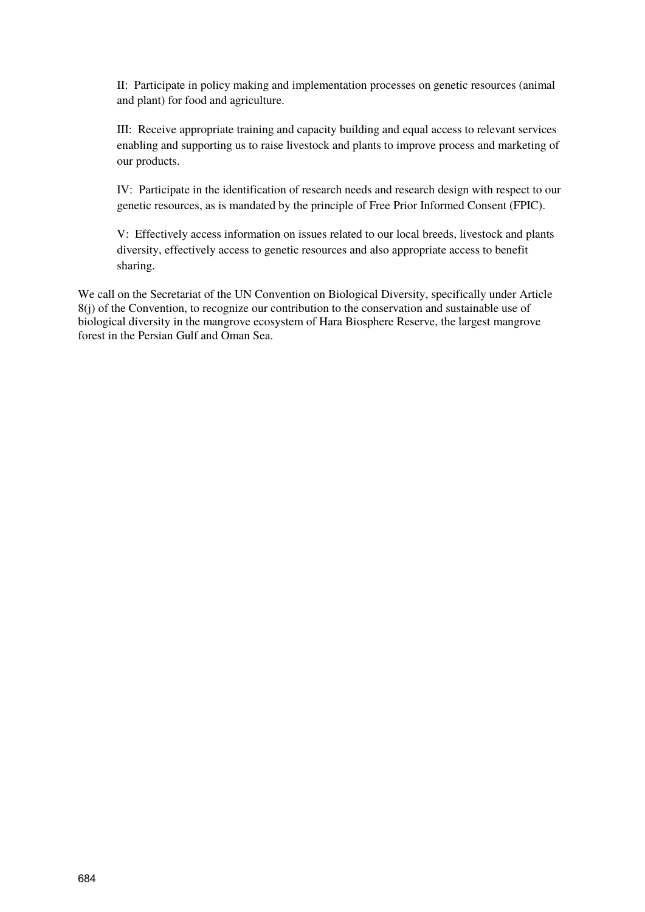II: Participate in policy making and implementation processes on genetic resources (animal and plant) for food and agriculture.

III: Receive appropriate training and capacity building and equal access to relevant services enabling and supporting us to raise livestock and plants to improve process and marketing of our products.

IV: Participate in the identification of research needs and research design with respect to our genetic resources, as is mandated by the principle of Free Prior Informed Consent (FPIC).

V: Effectively access information on issues related to our local breeds, livestock and plants diversity, effectively access to genetic resources and also appropriate access to benefit sharing.

We call on the Secretariat of the UN Convention on Biological Diversity, specifically under Article 8(j) of the Convention, to recognize our contribution to the conservation and sustainable use of biological diversity in the mangrove ecosystem of Hara Biosphere Reserve, the largest mangrove forest in the Persian Gulf and Oman Sea.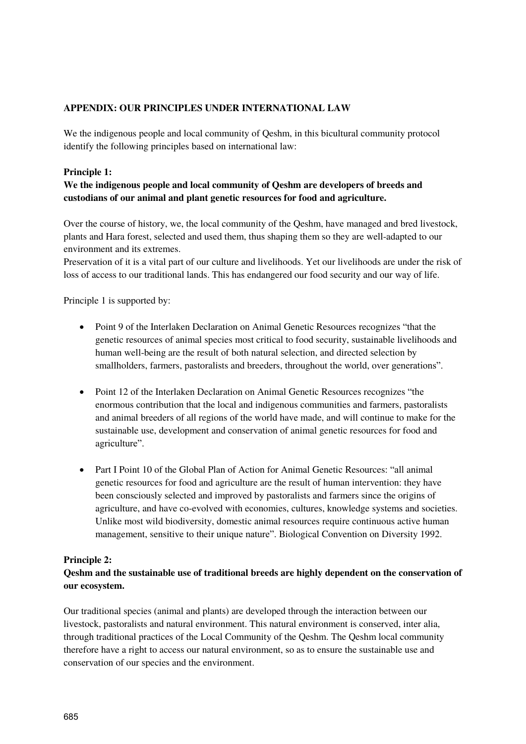**APPENDIX: OUR PRINCIPLES UNDER INTERNATIONAL LAW**

We the indigenous people and local community of Qeshm, in this bicultural community protocol identify the following principles based on international law:

**Principle 1:**
**We the indigenous people and local community of Qeshm are developers of breeds and custodians of our animal and plant genetic resources for food and agriculture.**

Over the course of history, we, the local community of the Qeshm, have managed and bred livestock, plants and Hara forest, selected and used them, thus shaping them so they are well-adapted to our environment and its extremes.
Preservation of it is a vital part of our culture and livelihoods. Yet our livelihoods are under the risk of loss of access to our traditional lands. This has endangered our food security and our way of life.

Principle 1 is supported by:

- Point 9 of the Interlaken Declaration on Animal Genetic Resources recognizes "that the genetic resources of animal species most critical to food security, sustainable livelihoods and human well-being are the result of both natural selection, and directed selection by smallholders, farmers, pastoralists and breeders, throughout the world, over generations".

- Point 12 of the Interlaken Declaration on Animal Genetic Resources recognizes "the enormous contribution that the local and indigenous communities and farmers, pastoralists and animal breeders of all regions of the world have made, and will continue to make for the sustainable use, development and conservation of animal genetic resources for food and agriculture".

- Part I Point 10 of the Global Plan of Action for Animal Genetic Resources: "all animal genetic resources for food and agriculture are the result of human intervention: they have been consciously selected and improved by pastoralists and farmers since the origins of agriculture, and have co-evolved with economies, cultures, knowledge systems and societies. Unlike most wild biodiversity, domestic animal resources require continuous active human management, sensitive to their unique nature". Biological Convention on Diversity 1992.

**Principle 2:**
**Qeshm and the sustainable use of traditional breeds are highly dependent on the conservation of our ecosystem.**

Our traditional species (animal and plants) are developed through the interaction between our livestock, pastoralists and natural environment. This natural environment is conserved, inter alia, through traditional practices of the Local Community of the Qeshm. The Qeshm local community therefore have a right to access our natural environment, so as to ensure the sustainable use and conservation of our species and the environment.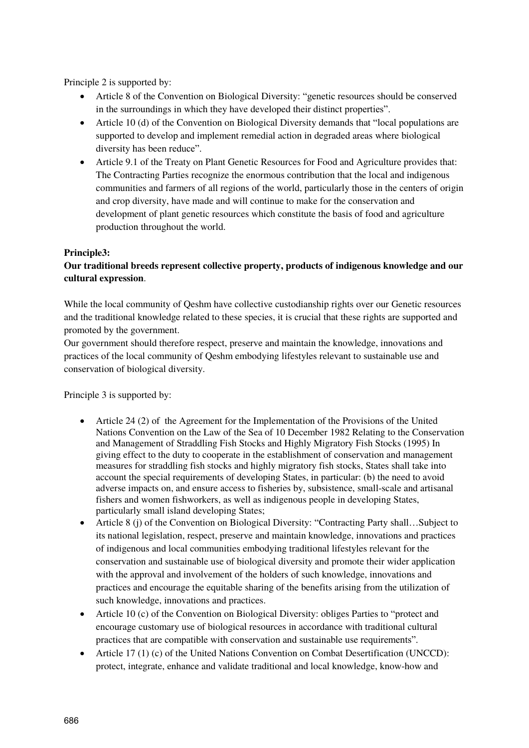Principle 2 is supported by:

- Article 8 of the Convention on Biological Diversity: "genetic resources should be conserved in the surroundings in which they have developed their distinct properties".
- Article 10 (d) of the Convention on Biological Diversity demands that "local populations are supported to develop and implement remedial action in degraded areas where biological diversity has been reduce".
- Article 9.1 of the Treaty on Plant Genetic Resources for Food and Agriculture provides that: The Contracting Parties recognize the enormous contribution that the local and indigenous communities and farmers of all regions of the world, particularly those in the centers of origin and crop diversity, have made and will continue to make for the conservation and development of plant genetic resources which constitute the basis of food and agriculture production throughout the world.

**Principle3:**
**Our traditional breeds represent collective property, products of indigenous knowledge and our cultural expression**.

While the local community of Qeshm have collective custodianship rights over our Genetic resources and the traditional knowledge related to these species, it is crucial that these rights are supported and promoted by the government.
Our government should therefore respect, preserve and maintain the knowledge, innovations and practices of the local community of Qeshm embodying lifestyles relevant to sustainable use and conservation of biological diversity.

Principle 3 is supported by:

- Article 24 (2) of the Agreement for the Implementation of the Provisions of the United Nations Convention on the Law of the Sea of 10 December 1982 Relating to the Conservation and Management of Straddling Fish Stocks and Highly Migratory Fish Stocks (1995) In giving effect to the duty to cooperate in the establishment of conservation and management measures for straddling fish stocks and highly migratory fish stocks, States shall take into account the special requirements of developing States, in particular: (b) the need to avoid adverse impacts on, and ensure access to fisheries by, subsistence, small-scale and artisanal fishers and women fishworkers, as well as indigenous people in developing States, particularly small island developing States;
- Article 8 (j) of the Convention on Biological Diversity: "Contracting Party shall…Subject to its national legislation, respect, preserve and maintain knowledge, innovations and practices of indigenous and local communities embodying traditional lifestyles relevant for the conservation and sustainable use of biological diversity and promote their wider application with the approval and involvement of the holders of such knowledge, innovations and practices and encourage the equitable sharing of the benefits arising from the utilization of such knowledge, innovations and practices.
- Article 10 (c) of the Convention on Biological Diversity: obliges Parties to "protect and encourage customary use of biological resources in accordance with traditional cultural practices that are compatible with conservation and sustainable use requirements".
- Article 17 (1) (c) of the United Nations Convention on Combat Desertification (UNCCD): protect, integrate, enhance and validate traditional and local knowledge, know-how and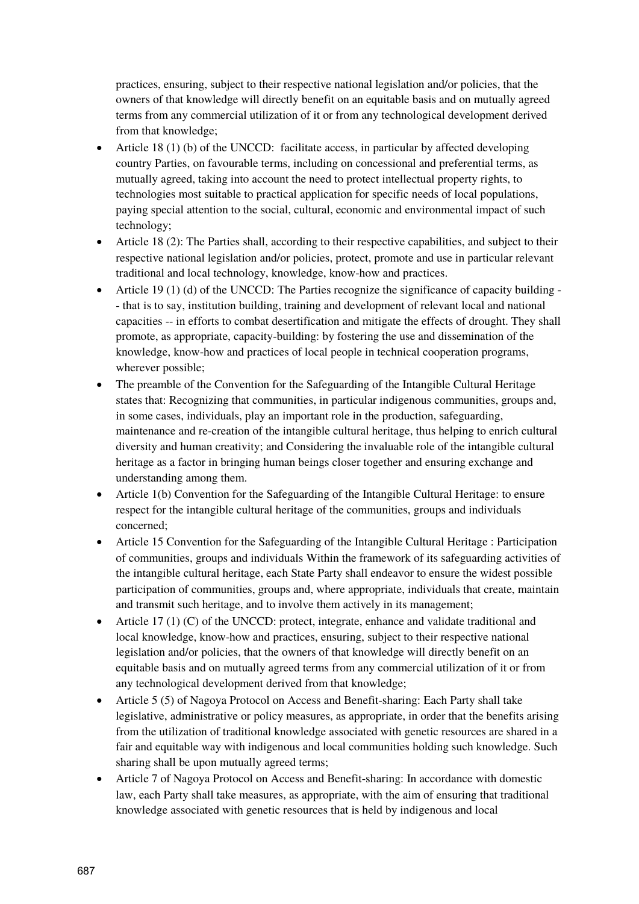practices, ensuring, subject to their respective national legislation and/or policies, that the owners of that knowledge will directly benefit on an equitable basis and on mutually agreed terms from any commercial utilization of it or from any technological development derived from that knowledge;

- Article 18 (1) (b) of the UNCCD: facilitate access, in particular by affected developing country Parties, on favourable terms, including on concessional and preferential terms, as mutually agreed, taking into account the need to protect intellectual property rights, to technologies most suitable to practical application for specific needs of local populations, paying special attention to the social, cultural, economic and environmental impact of such technology;
- Article 18 (2): The Parties shall, according to their respective capabilities, and subject to their respective national legislation and/or policies, protect, promote and use in particular relevant traditional and local technology, knowledge, know-how and practices.
- Article 19 (1) (d) of the UNCCD: The Parties recognize the significance of capacity building -- that is to say, institution building, training and development of relevant local and national capacities -- in efforts to combat desertification and mitigate the effects of drought. They shall promote, as appropriate, capacity-building: by fostering the use and dissemination of the knowledge, know-how and practices of local people in technical cooperation programs, wherever possible;
- The preamble of the Convention for the Safeguarding of the Intangible Cultural Heritage states that: Recognizing that communities, in particular indigenous communities, groups and, in some cases, individuals, play an important role in the production, safeguarding, maintenance and re-creation of the intangible cultural heritage, thus helping to enrich cultural diversity and human creativity; and Considering the invaluable role of the intangible cultural heritage as a factor in bringing human beings closer together and ensuring exchange and understanding among them.
- Article 1(b) Convention for the Safeguarding of the Intangible Cultural Heritage: to ensure respect for the intangible cultural heritage of the communities, groups and individuals concerned;
- Article 15 Convention for the Safeguarding of the Intangible Cultural Heritage : Participation of communities, groups and individuals Within the framework of its safeguarding activities of the intangible cultural heritage, each State Party shall endeavor to ensure the widest possible participation of communities, groups and, where appropriate, individuals that create, maintain and transmit such heritage, and to involve them actively in its management;
- Article 17 (1) (C) of the UNCCD: protect, integrate, enhance and validate traditional and local knowledge, know-how and practices, ensuring, subject to their respective national legislation and/or policies, that the owners of that knowledge will directly benefit on an equitable basis and on mutually agreed terms from any commercial utilization of it or from any technological development derived from that knowledge;
- Article 5 (5) of Nagoya Protocol on Access and Benefit-sharing: Each Party shall take legislative, administrative or policy measures, as appropriate, in order that the benefits arising from the utilization of traditional knowledge associated with genetic resources are shared in a fair and equitable way with indigenous and local communities holding such knowledge. Such sharing shall be upon mutually agreed terms;
- Article 7 of Nagoya Protocol on Access and Benefit-sharing: In accordance with domestic law, each Party shall take measures, as appropriate, with the aim of ensuring that traditional knowledge associated with genetic resources that is held by indigenous and local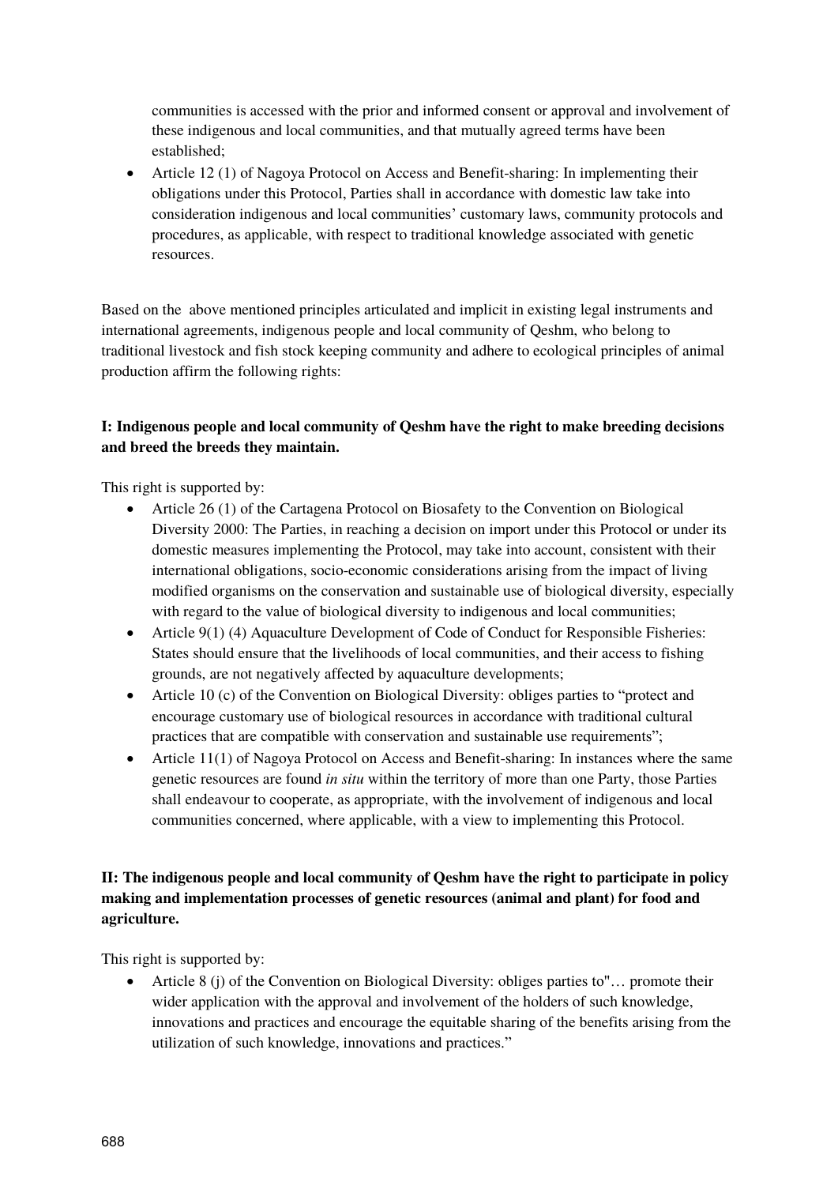communities is accessed with the prior and informed consent or approval and involvement of these indigenous and local communities, and that mutually agreed terms have been established;

- Article 12 (1) of Nagoya Protocol on Access and Benefit-sharing: In implementing their obligations under this Protocol, Parties shall in accordance with domestic law take into consideration indigenous and local communities' customary laws, community protocols and procedures, as applicable, with respect to traditional knowledge associated with genetic resources.

Based on the above mentioned principles articulated and implicit in existing legal instruments and international agreements, indigenous people and local community of Qeshm, who belong to traditional livestock and fish stock keeping community and adhere to ecological principles of animal production affirm the following rights:

**I: Indigenous people and local community of Qeshm have the right to make breeding decisions and breed the breeds they maintain.**

This right is supported by:

- Article 26 (1) of the Cartagena Protocol on Biosafety to the Convention on Biological Diversity 2000: The Parties, in reaching a decision on import under this Protocol or under its domestic measures implementing the Protocol, may take into account, consistent with their international obligations, socio-economic considerations arising from the impact of living modified organisms on the conservation and sustainable use of biological diversity, especially with regard to the value of biological diversity to indigenous and local communities;
- Article 9(1) (4) Aquaculture Development of Code of Conduct for Responsible Fisheries: States should ensure that the livelihoods of local communities, and their access to fishing grounds, are not negatively affected by aquaculture developments;
- Article 10 (c) of the Convention on Biological Diversity: obliges parties to "protect and encourage customary use of biological resources in accordance with traditional cultural practices that are compatible with conservation and sustainable use requirements";
- Article 11(1) of Nagoya Protocol on Access and Benefit-sharing: In instances where the same genetic resources are found *in situ* within the territory of more than one Party, those Parties shall endeavour to cooperate, as appropriate, with the involvement of indigenous and local communities concerned, where applicable, with a view to implementing this Protocol.

**II: The indigenous people and local community of Qeshm have the right to participate in policy making and implementation processes of genetic resources (animal and plant) for food and agriculture.**

This right is supported by:

- Article 8 (j) of the Convention on Biological Diversity: obliges parties to"… promote their wider application with the approval and involvement of the holders of such knowledge, innovations and practices and encourage the equitable sharing of the benefits arising from the utilization of such knowledge, innovations and practices."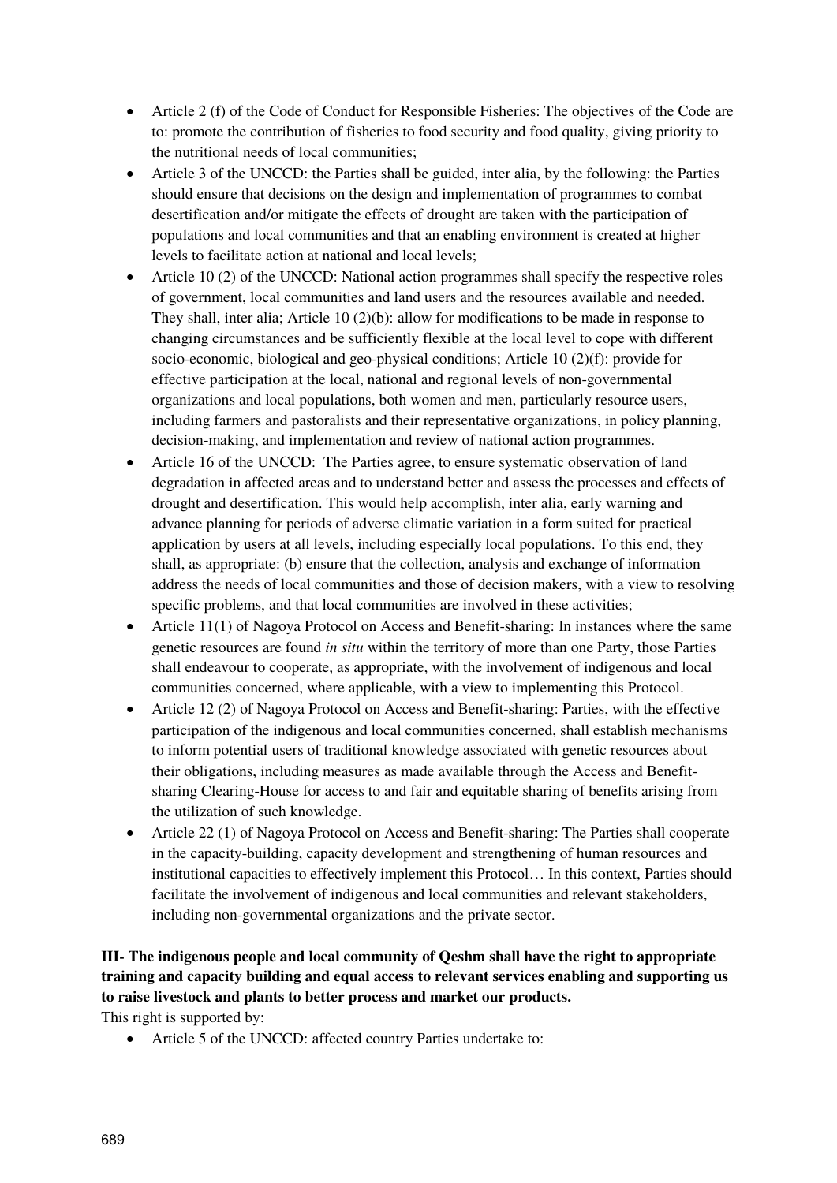- Article 2 (f) of the Code of Conduct for Responsible Fisheries: The objectives of the Code are to: promote the contribution of fisheries to food security and food quality, giving priority to the nutritional needs of local communities;
- Article 3 of the UNCCD: the Parties shall be guided, inter alia, by the following: the Parties should ensure that decisions on the design and implementation of programmes to combat desertification and/or mitigate the effects of drought are taken with the participation of populations and local communities and that an enabling environment is created at higher levels to facilitate action at national and local levels;
- Article 10 (2) of the UNCCD: National action programmes shall specify the respective roles of government, local communities and land users and the resources available and needed. They shall, inter alia; Article 10 (2)(b): allow for modifications to be made in response to changing circumstances and be sufficiently flexible at the local level to cope with different socio-economic, biological and geo-physical conditions; Article 10 (2)(f): provide for effective participation at the local, national and regional levels of non-governmental organizations and local populations, both women and men, particularly resource users, including farmers and pastoralists and their representative organizations, in policy planning, decision-making, and implementation and review of national action programmes.
- Article 16 of the UNCCD: The Parties agree, to ensure systematic observation of land degradation in affected areas and to understand better and assess the processes and effects of drought and desertification. This would help accomplish, inter alia, early warning and advance planning for periods of adverse climatic variation in a form suited for practical application by users at all levels, including especially local populations. To this end, they shall, as appropriate: (b) ensure that the collection, analysis and exchange of information address the needs of local communities and those of decision makers, with a view to resolving specific problems, and that local communities are involved in these activities;
- Article 11(1) of Nagoya Protocol on Access and Benefit-sharing: In instances where the same genetic resources are found *in situ* within the territory of more than one Party, those Parties shall endeavour to cooperate, as appropriate, with the involvement of indigenous and local communities concerned, where applicable, with a view to implementing this Protocol.
- Article 12 (2) of Nagoya Protocol on Access and Benefit-sharing: Parties, with the effective participation of the indigenous and local communities concerned, shall establish mechanisms to inform potential users of traditional knowledge associated with genetic resources about their obligations, including measures as made available through the Access and Benefit-sharing Clearing-House for access to and fair and equitable sharing of benefits arising from the utilization of such knowledge.
- Article 22 (1) of Nagoya Protocol on Access and Benefit-sharing: The Parties shall cooperate in the capacity-building, capacity development and strengthening of human resources and institutional capacities to effectively implement this Protocol… In this context, Parties should facilitate the involvement of indigenous and local communities and relevant stakeholders, including non-governmental organizations and the private sector.

**III- The indigenous people and local community of Qeshm shall have the right to appropriate training and capacity building and equal access to relevant services enabling and supporting us to raise livestock and plants to better process and market our products.**

This right is supported by:

- Article 5 of the UNCCD: affected country Parties undertake to: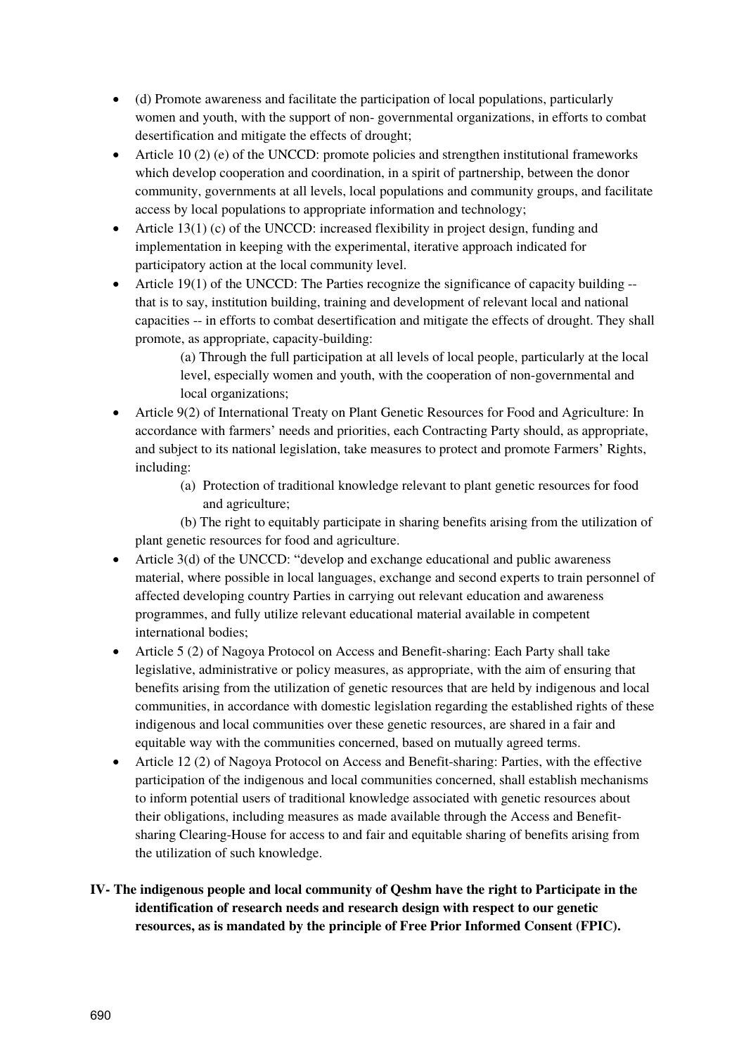- (d) Promote awareness and facilitate the participation of local populations, particularly women and youth, with the support of non- governmental organizations, in efforts to combat desertification and mitigate the effects of drought;
- Article 10 (2) (e) of the UNCCD: promote policies and strengthen institutional frameworks which develop cooperation and coordination, in a spirit of partnership, between the donor community, governments at all levels, local populations and community groups, and facilitate access by local populations to appropriate information and technology;
- Article 13(1) (c) of the UNCCD: increased flexibility in project design, funding and implementation in keeping with the experimental, iterative approach indicated for participatory action at the local community level.
- Article 19(1) of the UNCCD: The Parties recognize the significance of capacity building -- that is to say, institution building, training and development of relevant local and national capacities -- in efforts to combat desertification and mitigate the effects of drought. They shall promote, as appropriate, capacity-building:

    (a) Through the full participation at all levels of local people, particularly at the local level, especially women and youth, with the cooperation of non-governmental and local organizations;

- Article 9(2) of International Treaty on Plant Genetic Resources for Food and Agriculture: In accordance with farmers' needs and priorities, each Contracting Party should, as appropriate, and subject to its national legislation, take measures to protect and promote Farmers' Rights, including:

    (a) Protection of traditional knowledge relevant to plant genetic resources for food and agriculture;

    (b) The right to equitably participate in sharing benefits arising from the utilization of plant genetic resources for food and agriculture.

- Article 3(d) of the UNCCD: "develop and exchange educational and public awareness material, where possible in local languages, exchange and second experts to train personnel of affected developing country Parties in carrying out relevant education and awareness programmes, and fully utilize relevant educational material available in competent international bodies;
- Article 5 (2) of Nagoya Protocol on Access and Benefit-sharing: Each Party shall take legislative, administrative or policy measures, as appropriate, with the aim of ensuring that benefits arising from the utilization of genetic resources that are held by indigenous and local communities, in accordance with domestic legislation regarding the established rights of these indigenous and local communities over these genetic resources, are shared in a fair and equitable way with the communities concerned, based on mutually agreed terms.
- Article 12 (2) of Nagoya Protocol on Access and Benefit-sharing: Parties, with the effective participation of the indigenous and local communities concerned, shall establish mechanisms to inform potential users of traditional knowledge associated with genetic resources about their obligations, including measures as made available through the Access and Benefit-sharing Clearing-House for access to and fair and equitable sharing of benefits arising from the utilization of such knowledge.

**IV- The indigenous people and local community of Qeshm have the right to Participate in the identification of research needs and research design with respect to our genetic resources, as is mandated by the principle of Free Prior Informed Consent (FPIC).**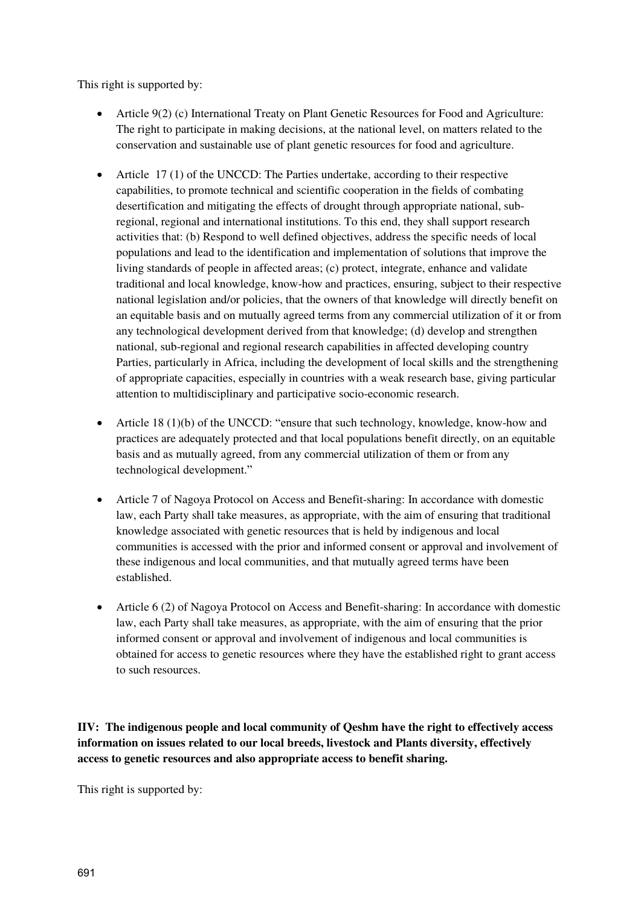This right is supported by:

- Article 9(2) (c) International Treaty on Plant Genetic Resources for Food and Agriculture: The right to participate in making decisions, at the national level, on matters related to the conservation and sustainable use of plant genetic resources for food and agriculture.

- Article 17 (1) of the UNCCD: The Parties undertake, according to their respective capabilities, to promote technical and scientific cooperation in the fields of combating desertification and mitigating the effects of drought through appropriate national, sub-regional, regional and international institutions. To this end, they shall support research activities that: (b) Respond to well defined objectives, address the specific needs of local populations and lead to the identification and implementation of solutions that improve the living standards of people in affected areas; (c) protect, integrate, enhance and validate traditional and local knowledge, know-how and practices, ensuring, subject to their respective national legislation and/or policies, that the owners of that knowledge will directly benefit on an equitable basis and on mutually agreed terms from any commercial utilization of it or from any technological development derived from that knowledge; (d) develop and strengthen national, sub-regional and regional research capabilities in affected developing country Parties, particularly in Africa, including the development of local skills and the strengthening of appropriate capacities, especially in countries with a weak research base, giving particular attention to multidisciplinary and participative socio-economic research.

- Article 18 (1)(b) of the UNCCD: "ensure that such technology, knowledge, know-how and practices are adequately protected and that local populations benefit directly, on an equitable basis and as mutually agreed, from any commercial utilization of them or from any technological development."

- Article 7 of Nagoya Protocol on Access and Benefit-sharing: In accordance with domestic law, each Party shall take measures, as appropriate, with the aim of ensuring that traditional knowledge associated with genetic resources that is held by indigenous and local communities is accessed with the prior and informed consent or approval and involvement of these indigenous and local communities, and that mutually agreed terms have been established.

- Article 6 (2) of Nagoya Protocol on Access and Benefit-sharing: In accordance with domestic law, each Party shall take measures, as appropriate, with the aim of ensuring that the prior informed consent or approval and involvement of indigenous and local communities is obtained for access to genetic resources where they have the established right to grant access to such resources.

**IIV: The indigenous people and local community of Qeshm have the right to effectively access information on issues related to our local breeds, livestock and Plants diversity, effectively access to genetic resources and also appropriate access to benefit sharing.**

This right is supported by: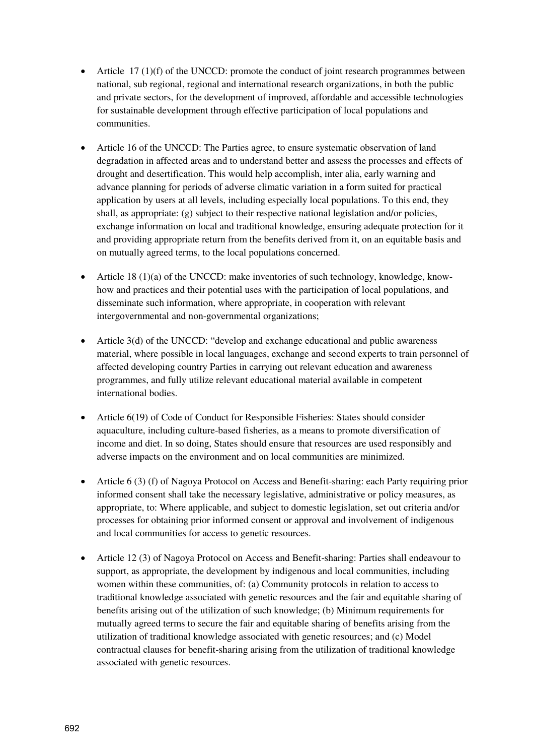- Article 17 (1)(f) of the UNCCD: promote the conduct of joint research programmes between national, sub regional, regional and international research organizations, in both the public and private sectors, for the development of improved, affordable and accessible technologies for sustainable development through effective participation of local populations and communities.

- Article 16 of the UNCCD: The Parties agree, to ensure systematic observation of land degradation in affected areas and to understand better and assess the processes and effects of drought and desertification. This would help accomplish, inter alia, early warning and advance planning for periods of adverse climatic variation in a form suited for practical application by users at all levels, including especially local populations. To this end, they shall, as appropriate: (g) subject to their respective national legislation and/or policies, exchange information on local and traditional knowledge, ensuring adequate protection for it and providing appropriate return from the benefits derived from it, on an equitable basis and on mutually agreed terms, to the local populations concerned.

- Article 18 (1)(a) of the UNCCD: make inventories of such technology, knowledge, know-how and practices and their potential uses with the participation of local populations, and disseminate such information, where appropriate, in cooperation with relevant intergovernmental and non-governmental organizations;

- Article 3(d) of the UNCCD: "develop and exchange educational and public awareness material, where possible in local languages, exchange and second experts to train personnel of affected developing country Parties in carrying out relevant education and awareness programmes, and fully utilize relevant educational material available in competent international bodies.

- Article 6(19) of Code of Conduct for Responsible Fisheries: States should consider aquaculture, including culture-based fisheries, as a means to promote diversification of income and diet. In so doing, States should ensure that resources are used responsibly and adverse impacts on the environment and on local communities are minimized.

- Article 6 (3) (f) of Nagoya Protocol on Access and Benefit-sharing: each Party requiring prior informed consent shall take the necessary legislative, administrative or policy measures, as appropriate, to: Where applicable, and subject to domestic legislation, set out criteria and/or processes for obtaining prior informed consent or approval and involvement of indigenous and local communities for access to genetic resources.

- Article 12 (3) of Nagoya Protocol on Access and Benefit-sharing: Parties shall endeavour to support, as appropriate, the development by indigenous and local communities, including women within these communities, of: (a) Community protocols in relation to access to traditional knowledge associated with genetic resources and the fair and equitable sharing of benefits arising out of the utilization of such knowledge; (b) Minimum requirements for mutually agreed terms to secure the fair and equitable sharing of benefits arising from the utilization of traditional knowledge associated with genetic resources; and (c) Model contractual clauses for benefit-sharing arising from the utilization of traditional knowledge associated with genetic resources.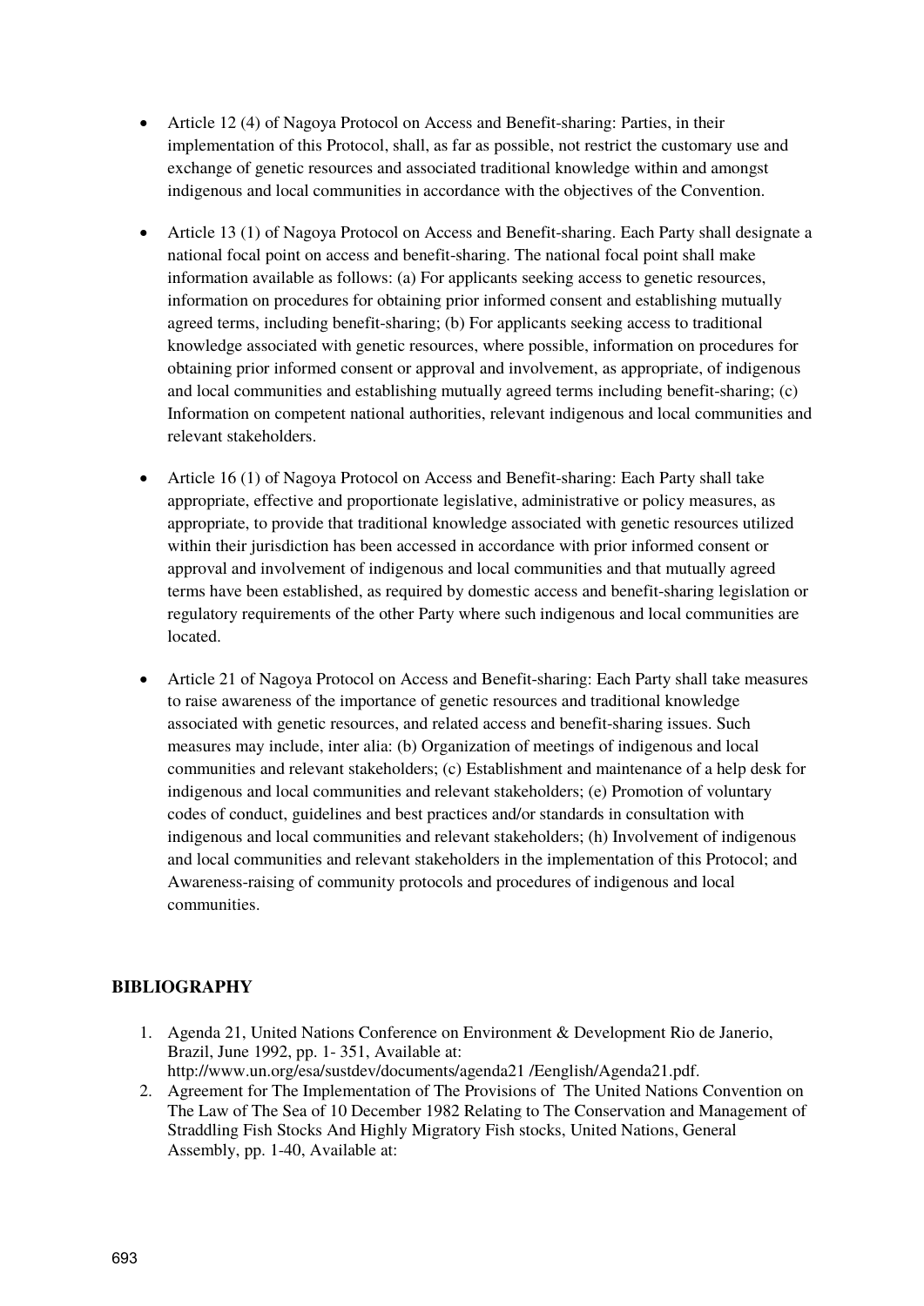- Article 12 (4) of Nagoya Protocol on Access and Benefit-sharing: Parties, in their implementation of this Protocol, shall, as far as possible, not restrict the customary use and exchange of genetic resources and associated traditional knowledge within and amongst indigenous and local communities in accordance with the objectives of the Convention.

- Article 13 (1) of Nagoya Protocol on Access and Benefit-sharing. Each Party shall designate a national focal point on access and benefit-sharing. The national focal point shall make information available as follows: (a) For applicants seeking access to genetic resources, information on procedures for obtaining prior informed consent and establishing mutually agreed terms, including benefit-sharing; (b) For applicants seeking access to traditional knowledge associated with genetic resources, where possible, information on procedures for obtaining prior informed consent or approval and involvement, as appropriate, of indigenous and local communities and establishing mutually agreed terms including benefit-sharing; (c) Information on competent national authorities, relevant indigenous and local communities and relevant stakeholders.

- Article 16 (1) of Nagoya Protocol on Access and Benefit-sharing: Each Party shall take appropriate, effective and proportionate legislative, administrative or policy measures, as appropriate, to provide that traditional knowledge associated with genetic resources utilized within their jurisdiction has been accessed in accordance with prior informed consent or approval and involvement of indigenous and local communities and that mutually agreed terms have been established, as required by domestic access and benefit-sharing legislation or regulatory requirements of the other Party where such indigenous and local communities are located.

- Article 21 of Nagoya Protocol on Access and Benefit-sharing: Each Party shall take measures to raise awareness of the importance of genetic resources and traditional knowledge associated with genetic resources, and related access and benefit-sharing issues. Such measures may include, inter alia: (b) Organization of meetings of indigenous and local communities and relevant stakeholders; (c) Establishment and maintenance of a help desk for indigenous and local communities and relevant stakeholders; (e) Promotion of voluntary codes of conduct, guidelines and best practices and/or standards in consultation with indigenous and local communities and relevant stakeholders; (h) Involvement of indigenous and local communities and relevant stakeholders in the implementation of this Protocol; and Awareness-raising of community protocols and procedures of indigenous and local communities.

## BIBLIOGRAPHY

1. Agenda 21, United Nations Conference on Environment & Development Rio de Janerio, Brazil, June 1992, pp. 1- 351, Available at: http://www.un.org/esa/sustdev/documents/agenda21 /Eenglish/Agenda21.pdf.
2. Agreement for The Implementation of The Provisions of The United Nations Convention on The Law of The Sea of 10 December 1982 Relating to The Conservation and Management of Straddling Fish Stocks And Highly Migratory Fish stocks, United Nations, General Assembly, pp. 1-40, Available at: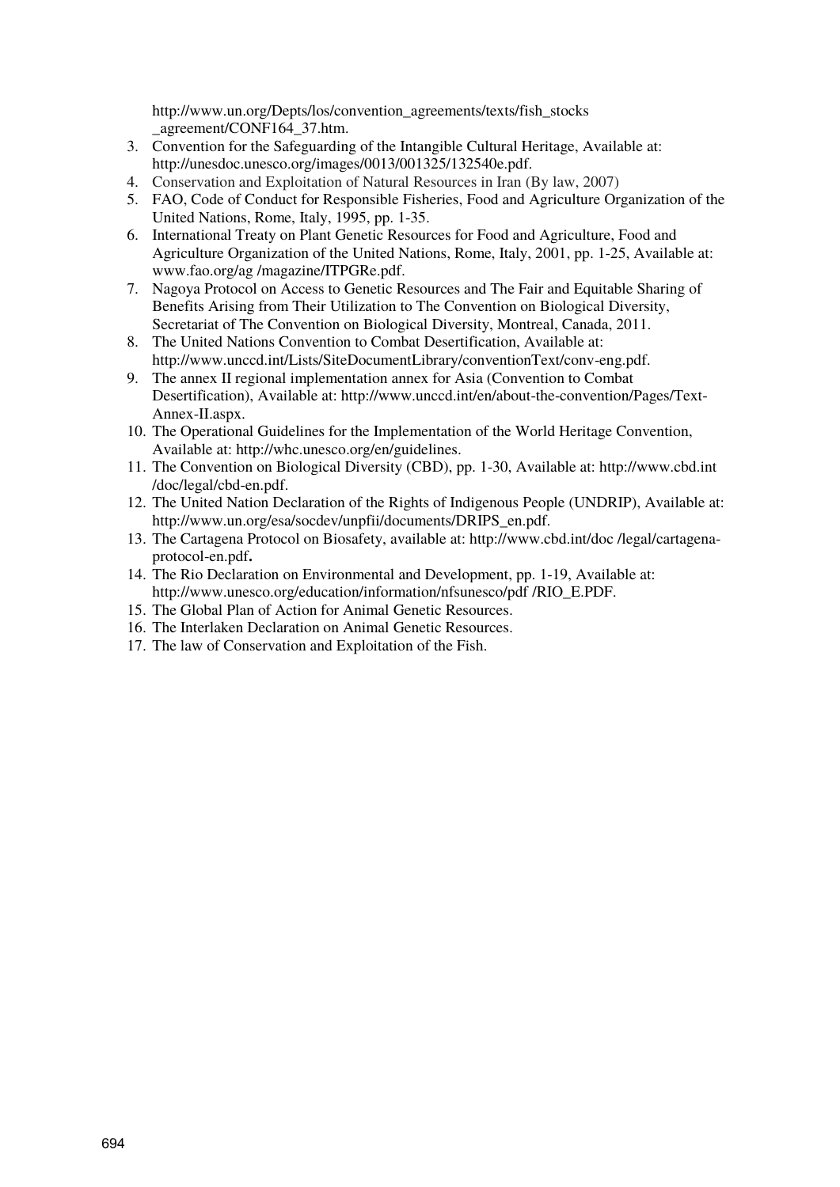http://www.un.org/Depts/los/convention_agreements/texts/fish_stocks _agreement/CONF164_37.htm.

3. Convention for the Safeguarding of the Intangible Cultural Heritage, Available at: http://unesdoc.unesco.org/images/0013/001325/132540e.pdf.
4. Conservation and Exploitation of Natural Resources in Iran (By law, 2007)
5. FAO, Code of Conduct for Responsible Fisheries, Food and Agriculture Organization of the United Nations, Rome, Italy, 1995, pp. 1-35.
6. International Treaty on Plant Genetic Resources for Food and Agriculture, Food and Agriculture Organization of the United Nations, Rome, Italy, 2001, pp. 1-25, Available at: www.fao.org/ag /magazine/ITPGRe.pdf.
7. Nagoya Protocol on Access to Genetic Resources and The Fair and Equitable Sharing of Benefits Arising from Their Utilization to The Convention on Biological Diversity, Secretariat of The Convention on Biological Diversity, Montreal, Canada, 2011.
8. The United Nations Convention to Combat Desertification, Available at: http://www.unccd.int/Lists/SiteDocumentLibrary/conventionText/conv-eng.pdf.
9. The annex II regional implementation annex for Asia (Convention to Combat Desertification), Available at: http://www.unccd.int/en/about-the-convention/Pages/Text-Annex-II.aspx.
10. The Operational Guidelines for the Implementation of the World Heritage Convention, Available at: http://whc.unesco.org/en/guidelines.
11. The Convention on Biological Diversity (CBD), pp. 1-30, Available at: http://www.cbd.int /doc/legal/cbd-en.pdf.
12. The United Nation Declaration of the Rights of Indigenous People (UNDRIP), Available at: http://www.un.org/esa/socdev/unpfii/documents/DRIPS_en.pdf.
13. The Cartagena Protocol on Biosafety, available at: http://www.cbd.int/doc /legal/cartagena-protocol-en.pdf.
14. The Rio Declaration on Environmental and Development, pp. 1-19, Available at: http://www.unesco.org/education/information/nfsunesco/pdf /RIO_E.PDF.
15. The Global Plan of Action for Animal Genetic Resources.
16. The Interlaken Declaration on Animal Genetic Resources.
17. The law of Conservation and Exploitation of the Fish.